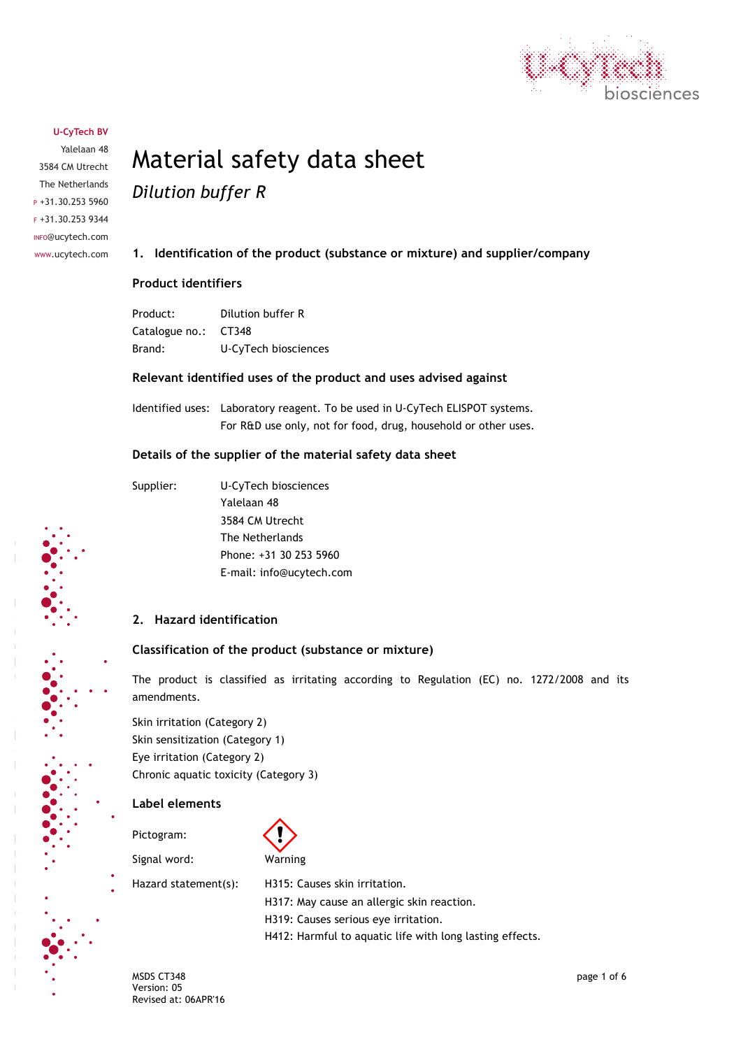U-CyTech BV
Yalelaan 48
3584 CM Utrecht
The Netherlands
P +31.30.253 5960
F +31.30.253 9344
INFO@ucytech.com
www.ucytech.com

# Material safety data sheet

*Dilution buffer R*

## 1. Identification of the product (substance or mixture) and supplier/company

### Product identifiers

| | |
|---|---|
| Product: | Dilution buffer R |
| Catalogue no.: | CT348 |
| Brand: | U-CyTech biosciences |

### Relevant identified uses of the product and uses advised against

Identified uses: Laboratory reagent. To be used in U-CyTech ELISPOT systems.
For R&D use only, not for food, drug, household or other uses.

### Details of the supplier of the material safety data sheet

Supplier: U-CyTech biosciences
Yalelaan 48
3584 CM Utrecht
The Netherlands
Phone: +31 30 253 5960
E-mail: info@ucytech.com

## 2. Hazard identification

### Classification of the product (substance or mixture)

The product is classified as irritating according to Regulation (EC) no. 1272/2008 and its amendments.

Skin irritation (Category 2)
Skin sensitization (Category 1)
Eye irritation (Category 2)
Chronic aquatic toxicity (Category 3)

### Label elements

Pictogram:

Signal word: Warning

Hazard statement(s):
H315: Causes skin irritation.
H317: May cause an allergic skin reaction.
H319: Causes serious eye irritation.
H412: Harmful to aquatic life with long lasting effects.

MSDS CT348
Version: 05
Revised at: 06APR'16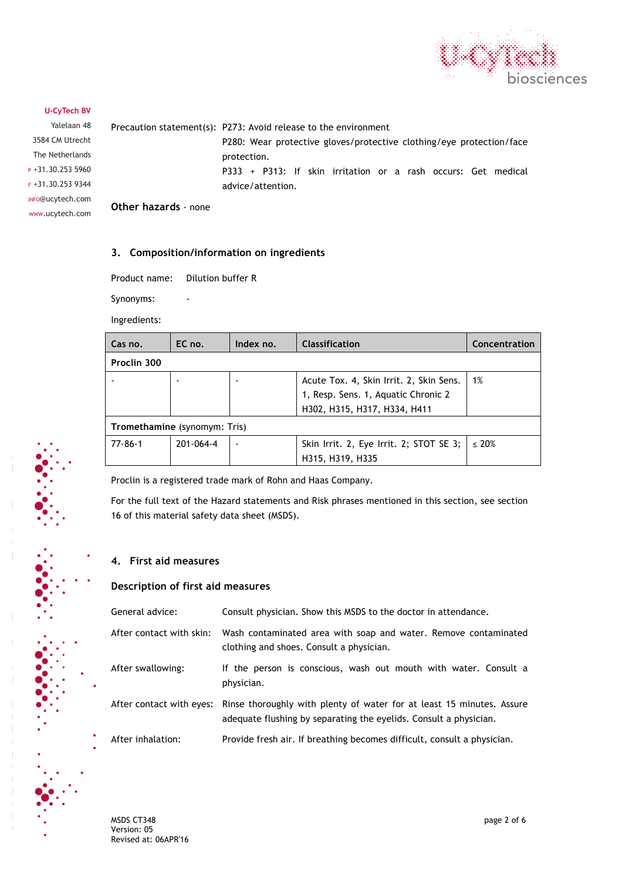Precaution statement(s): P273: Avoid release to the environment

P280: Wear protective gloves/protective clothing/eye protection/face protection.

P333 + P313: If skin irritation or a rash occurs: Get medical advice/attention.

**Other hazards** - none

## 3. Composition/information on ingredients

Product name: Dilution buffer R

Synonyms: -

Ingredients:

| Cas no. | EC no. | Index no. | Classification | Concentration |
|---|---|---|---|---|
| **Proclin 300** | | | | |
| - | - | - | Acute Tox. 4, Skin Irrit. 2, Skin Sens. 1, Resp. Sens. 1, Aquatic Chronic 2 H302, H315, H317, H334, H411 | 1% |
| **Tromethamine** (synomym: Tris) | | | | |
| 77-86-1 | 201-064-4 | - | Skin Irrit. 2, Eye Irrit. 2; STOT SE 3; H315, H319, H335 | ≤ 20% |

Proclin is a registered trade mark of Rohn and Haas Company.

For the full text of the Hazard statements and Risk phrases mentioned in this section, see section 16 of this material safety data sheet (MSDS).

## 4. First aid measures

### Description of first aid measures

General advice: Consult physician. Show this MSDS to the doctor in attendance.

After contact with skin: Wash contaminated area with soap and water. Remove contaminated clothing and shoes. Consult a physician.

After swallowing: If the person is conscious, wash out mouth with water. Consult a physician.

After contact with eyes: Rinse thoroughly with plenty of water for at least 15 minutes. Assure adequate flushing by separating the eyelids. Consult a physician.

After inhalation: Provide fresh air. If breathing becomes difficult, consult a physician.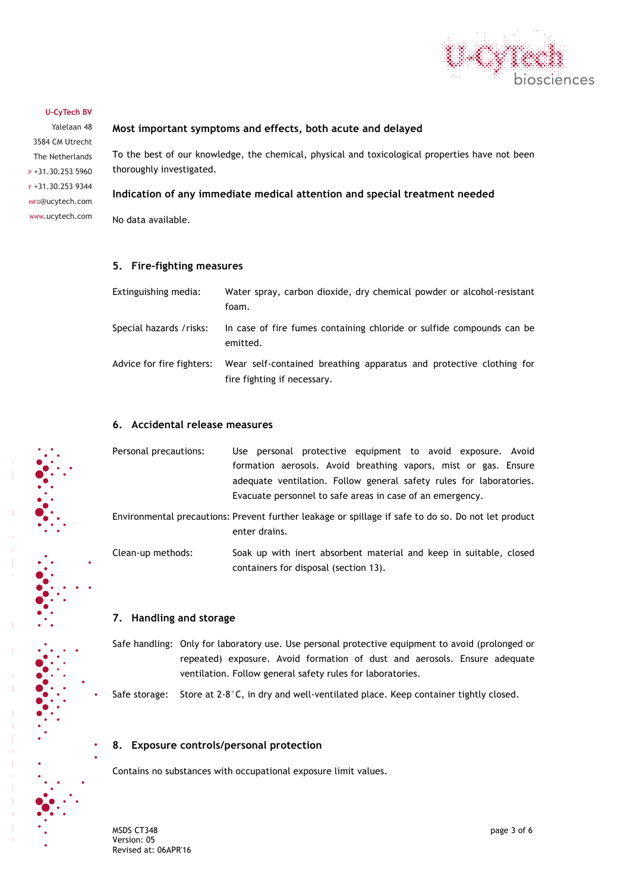### Most important symptoms and effects, both acute and delayed

To the best of our knowledge, the chemical, physical and toxicological properties have not been thoroughly investigated.

### Indication of any immediate medical attention and special treatment needed

No data available.

## 5. Fire-fighting measures

| | |
|---|---|
| Extinguishing media: | Water spray, carbon dioxide, dry chemical powder or alcohol-resistant foam. |
| Special hazards /risks: | In case of fire fumes containing chloride or sulfide compounds can be emitted. |
| Advice for fire fighters: | Wear self-contained breathing apparatus and protective clothing for fire fighting if necessary. |

## 6. Accidental release measures

| | |
|---|---|
| Personal precautions: | Use personal protective equipment to avoid exposure. Avoid formation aerosols. Avoid breathing vapors, mist or gas. Ensure adequate ventilation. Follow general safety rules for laboratories. Evacuate personnel to safe areas in case of an emergency. |
| Environmental precautions: | Prevent further leakage or spillage if safe to do so. Do not let product enter drains. |
| Clean-up methods: | Soak up with inert absorbent material and keep in suitable, closed containers for disposal (section 13). |

## 7. Handling and storage

| | |
|---|---|
| Safe handling: | Only for laboratory use. Use personal protective equipment to avoid (prolonged or repeated) exposure. Avoid formation of dust and aerosols. Ensure adequate ventilation. Follow general safety rules for laboratories. |
| Safe storage: | Store at 2-8°C, in dry and well-ventilated place. Keep container tightly closed. |

## 8. Exposure controls/personal protection

Contains no substances with occupational exposure limit values.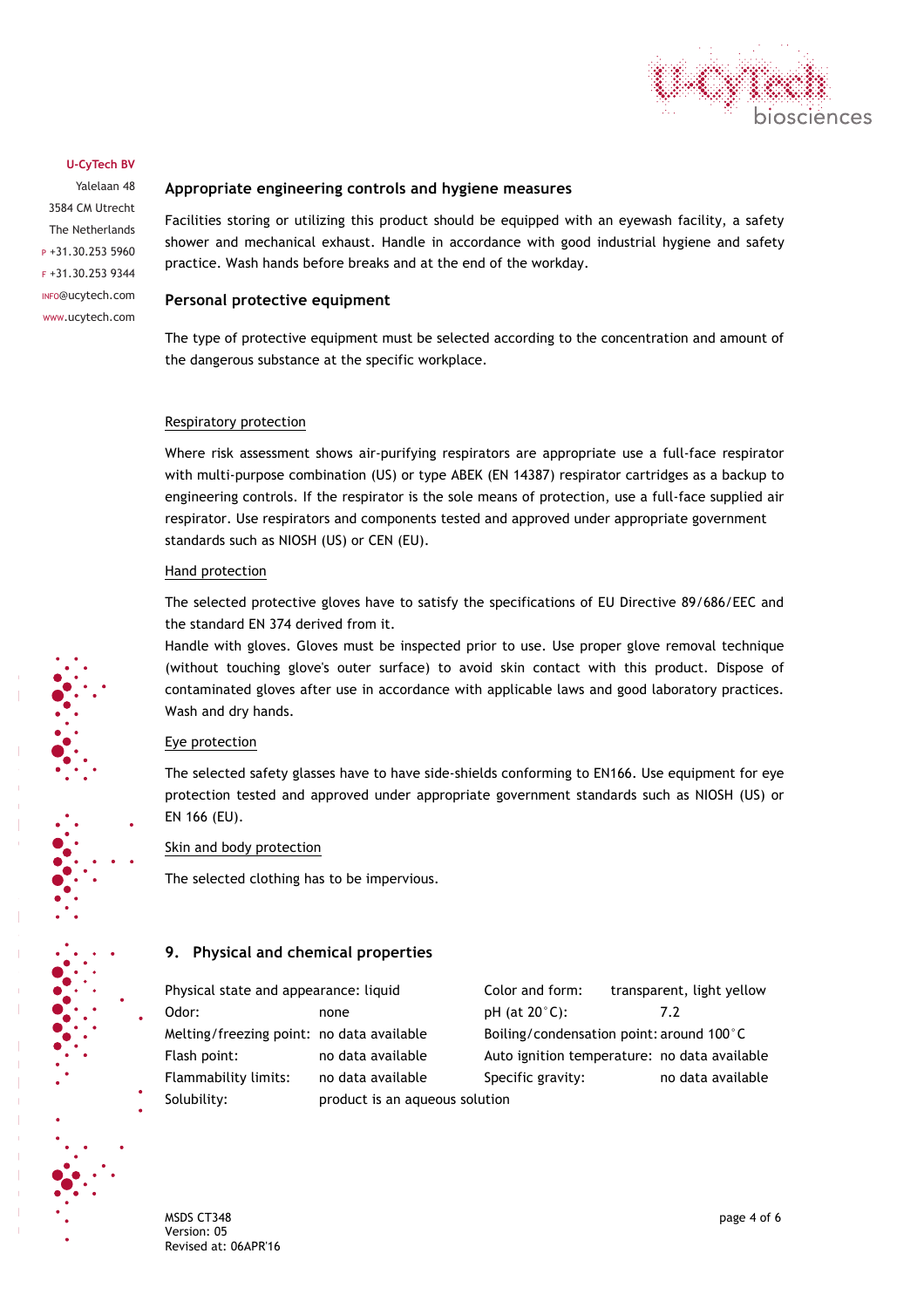### Appropriate engineering controls and hygiene measures

Facilities storing or utilizing this product should be equipped with an eyewash facility, a safety shower and mechanical exhaust. Handle in accordance with good industrial hygiene and safety practice. Wash hands before breaks and at the end of the workday.

### Personal protective equipment

The type of protective equipment must be selected according to the concentration and amount of the dangerous substance at the specific workplace.

Respiratory protection

Where risk assessment shows air-purifying respirators are appropriate use a full-face respirator with multi-purpose combination (US) or type ABEK (EN 14387) respirator cartridges as a backup to engineering controls. If the respirator is the sole means of protection, use a full-face supplied air respirator. Use respirators and components tested and approved under appropriate government standards such as NIOSH (US) or CEN (EU).

Hand protection

The selected protective gloves have to satisfy the specifications of EU Directive 89/686/EEC and the standard EN 374 derived from it.
Handle with gloves. Gloves must be inspected prior to use. Use proper glove removal technique (without touching glove's outer surface) to avoid skin contact with this product. Dispose of contaminated gloves after use in accordance with applicable laws and good laboratory practices. Wash and dry hands.

Eye protection

The selected safety glasses have to have side-shields conforming to EN166. Use equipment for eye protection tested and approved under appropriate government standards such as NIOSH (US) or EN 166 (EU).

Skin and body protection

The selected clothing has to be impervious.

## 9. Physical and chemical properties

| | | | |
|---|---|---|---|
| Physical state and appearance: | liquid | Color and form: | transparent, light yellow |
| Odor: | none | pH (at 20°C): | 7.2 |
| Melting/freezing point: | no data available | Boiling/condensation point: | around 100°C |
| Flash point: | no data available | Auto ignition temperature: | no data available |
| Flammability limits: | no data available | Specific gravity: | no data available |
| Solubility: | product is an aqueous solution | | |

MSDS CT348
Version: 05
Revised at: 06APR'16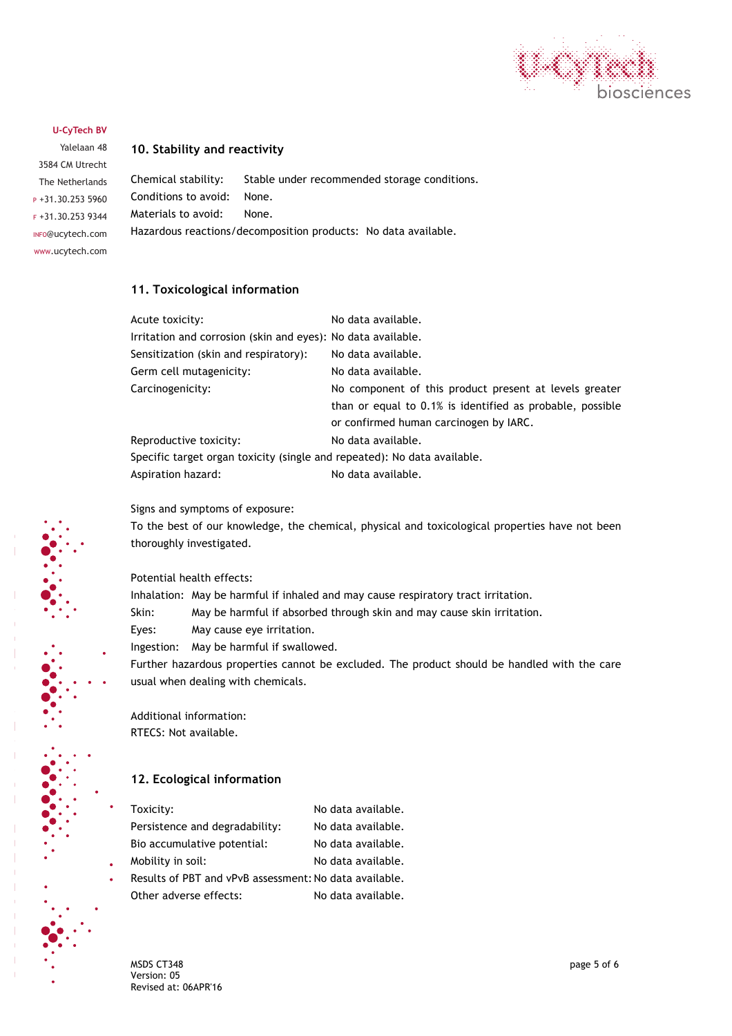U-CyTech BV
Yalelaan 48
3584 CM Utrecht
The Netherlands
P +31.30.253 5960
F +31.30.253 9344
INFO@ucytech.com
www.ucytech.com

## 10. Stability and reactivity

Chemical stability: Stable under recommended storage conditions.
Conditions to avoid: None.
Materials to avoid: None.
Hazardous reactions/decomposition products: No data available.

## 11. Toxicological information

Acute toxicity: No data available.
Irritation and corrosion (skin and eyes): No data available.
Sensitization (skin and respiratory): No data available.
Germ cell mutagenicity: No data available.
Carcinogenicity: No component of this product present at levels greater than or equal to 0.1% is identified as probable, possible or confirmed human carcinogen by IARC.
Reproductive toxicity: No data available.
Specific target organ toxicity (single and repeated): No data available.
Aspiration hazard: No data available.

Signs and symptoms of exposure:
To the best of our knowledge, the chemical, physical and toxicological properties have not been thoroughly investigated.

Potential health effects:
Inhalation: May be harmful if inhaled and may cause respiratory tract irritation.
Skin: May be harmful if absorbed through skin and may cause skin irritation.
Eyes: May cause eye irritation.
Ingestion: May be harmful if swallowed.
Further hazardous properties cannot be excluded. The product should be handled with the care usual when dealing with chemicals.

Additional information:
RTECS: Not available.

## 12. Ecological information

Toxicity: No data available.
Persistence and degradability: No data available.
Bio accumulative potential: No data available.
Mobility in soil: No data available.
Results of PBT and vPvB assessment: No data available.
Other adverse effects: No data available.

MSDS CT348
Version: 05
Revised at: 06APR'16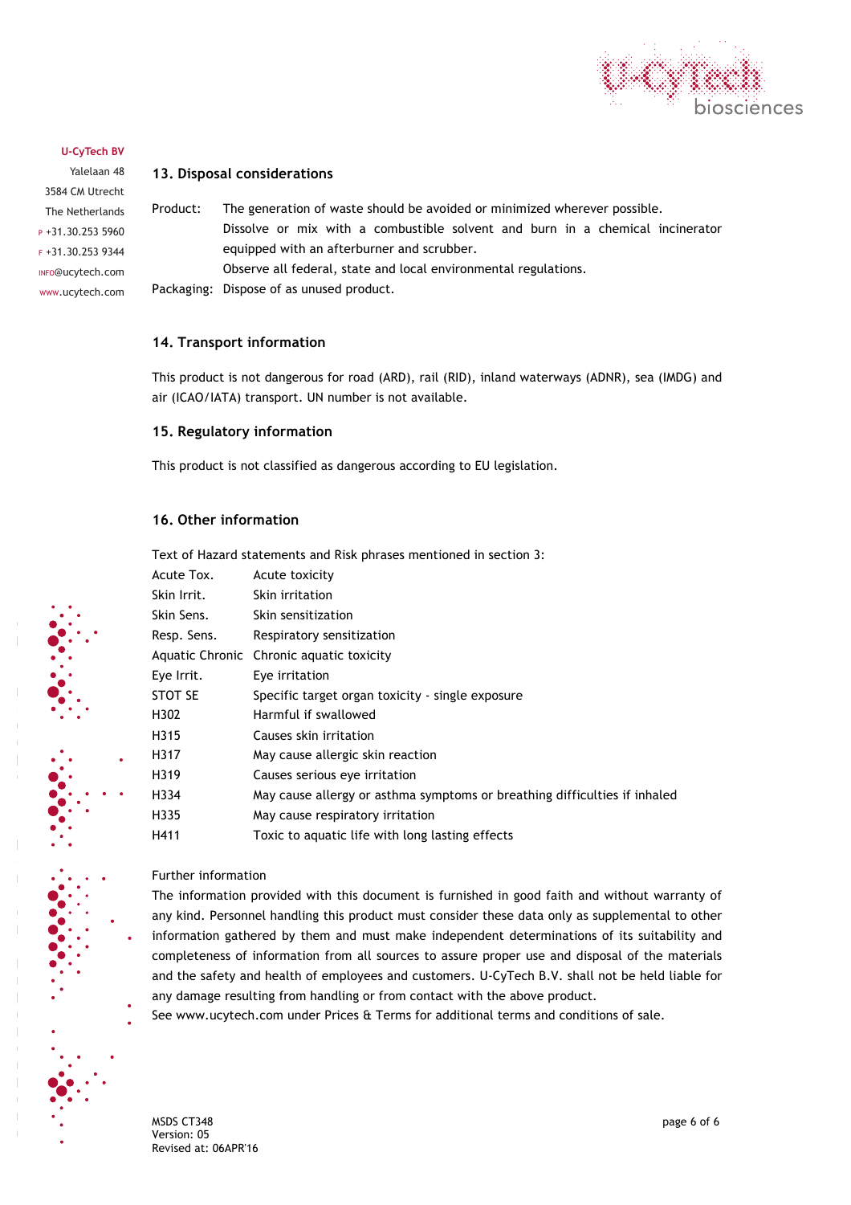U-CyTech BV

Yelalaan 48
3584 CM Utrecht
The Netherlands
P +31.30.253 5960
F +31.30.253 9344
INFO@ucytech.com
www.ucytech.com

## 13. Disposal considerations

| | |
|---|---|
| Product: | The generation of waste should be avoided or minimized wherever possible. Dissolve or mix with a combustible solvent and burn in a chemical incinerator equipped with an afterburner and scrubber. Observe all federal, state and local environmental regulations. |
| Packaging: | Dispose of as unused product. |

## 14. Transport information

This product is not dangerous for road (ARD), rail (RID), inland waterways (ADNR), sea (IMDG) and air (ICAO/IATA) transport. UN number is not available.

## 15. Regulatory information

This product is not classified as dangerous according to EU legislation.

## 16. Other information

Text of Hazard statements and Risk phrases mentioned in section 3:

| | |
|---|---|
| Acute Tox. | Acute toxicity |
| Skin Irrit. | Skin irritation |
| Skin Sens. | Skin sensitization |
| Resp. Sens. | Respiratory sensitization |
| Aquatic Chronic | Chronic aquatic toxicity |
| Eye Irrit. | Eye irritation |
| STOT SE | Specific target organ toxicity - single exposure |
| H302 | Harmful if swallowed |
| H315 | Causes skin irritation |
| H317 | May cause allergic skin reaction |
| H319 | Causes serious eye irritation |
| H334 | May cause allergy or asthma symptoms or breathing difficulties if inhaled |
| H335 | May cause respiratory irritation |
| H411 | Toxic to aquatic life with long lasting effects |

Further information

The information provided with this document is furnished in good faith and without warranty of any kind. Personnel handling this product must consider these data only as supplemental to other information gathered by them and must make independent determinations of its suitability and completeness of information from all sources to assure proper use and disposal of the materials and the safety and health of employees and customers. U-CyTech B.V. shall not be held liable for any damage resulting from handling or from contact with the above product.
See www.ucytech.com under Prices & Terms for additional terms and conditions of sale.

MSDS CT348
Version: 05
Revised at: 06APR'16